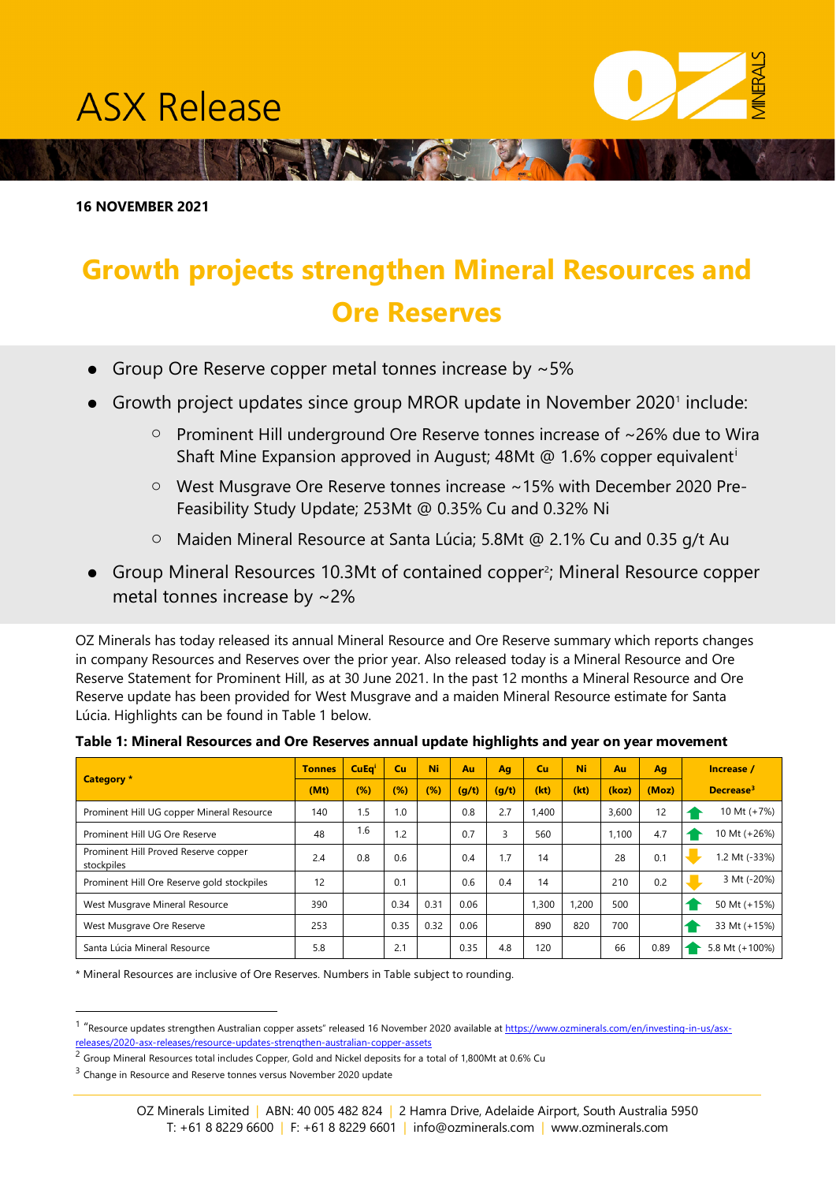# ASX Release

**16 NOVEMBER 2021**

# Growth projects strengthen Mineral Resources and Ore Reserves

- Group Ore Reserve copper metal tonnes increase by ~5%
- Growth project updates since group MROR update in November 2020[1] include:
  - Prominent Hill underground Ore Reserve tonnes increase of ~26% due to Wira Shaft Mine Expansion approved in August; 48Mt @ 1.6% copper equivalent[i]
  - West Musgrave Ore Reserve tonnes increase ~15% with December 2020 Pre-Feasibility Study Update; 253Mt @ 0.35% Cu and 0.32% Ni
  - Maiden Mineral Resource at Santa Lúcia; 5.8Mt @ 2.1% Cu and 0.35 g/t Au
- Group Mineral Resources 10.3Mt of contained copper[2]; Mineral Resource copper metal tonnes increase by ~2%

OZ Minerals has today released its annual Mineral Resource and Ore Reserve summary which reports changes in company Resources and Reserves over the prior year. Also released today is a Mineral Resource and Ore Reserve Statement for Prominent Hill, as at 30 June 2021. In the past 12 months a Mineral Resource and Ore Reserve update has been provided for West Musgrave and a maiden Mineral Resource estimate for Santa Lúcia. Highlights can be found in Table 1 below.

**Table 1: Mineral Resources and Ore Reserves annual update highlights and year on year movement**

| Category * | Tonnes | CuEq[i] | Cu | Ni | Au | Ag | Cu | Ni | Au | Ag | Increase / |
|---|---|---|---|---|---|---|---|---|---|---|---|
| | (Mt) | (%) | (%) | (%) | (g/t) | (g/t) | (kt) | (kt) | (koz) | (Moz) | Decrease[3] |
| Prominent Hill UG copper Mineral Resource | 140 | 1.5 | 1.0 | | 0.8 | 2.7 | 1,400 | | 3,600 | 12 | ↑ 10 Mt (+7%) |
| Prominent Hill UG Ore Reserve | 48 | 1.6 | 1.2 | | 0.7 | 3 | 560 | | 1,100 | 4.7 | ↑ 10 Mt (+26%) |
| Prominent Hill Proved Reserve copper stockpiles | 2.4 | 0.8 | 0.6 | | 0.4 | 1.7 | 14 | | 28 | 0.1 | ↓ 1.2 Mt (-33%) |
| Prominent Hill Ore Reserve gold stockpiles | 12 | | 0.1 | | 0.6 | 0.4 | 14 | | 210 | 0.2 | ↓ 3 Mt (-20%) |
| West Musgrave Mineral Resource | 390 | | 0.34 | 0.31 | 0.06 | | 1,300 | 1,200 | 500 | | ↑ 50 Mt (+15%) |
| West Musgrave Ore Reserve | 253 | | 0.35 | 0.32 | 0.06 | | 890 | 820 | 700 | | ↑ 33 Mt (+15%) |
| Santa Lúcia Mineral Resource | 5.8 | | 2.1 | | 0.35 | 4.8 | 120 | | 66 | 0.89 | ↑ 5.8 Mt (+100%) |

* Mineral Resources are inclusive of Ore Reserves. Numbers in Table subject to rounding.

[1] "Resource updates strengthen Australian copper assets" released 16 November 2020 available at https://www.ozminerals.com/en/investing-in-us/asx-releases/2020-asx-releases/resource-updates-strengthen-australian-copper-assets

[2] Group Mineral Resources total includes Copper, Gold and Nickel deposits for a total of 1,800Mt at 0.6% Cu

[3] Change in Resource and Reserve tonnes versus November 2020 update

OZ Minerals Limited | ABN: 40 005 482 824 | 2 Hamra Drive, Adelaide Airport, South Australia 5950
T: +61 8 8229 6600 | F: +61 8 8229 6601 | info@ozminerals.com | www.ozminerals.com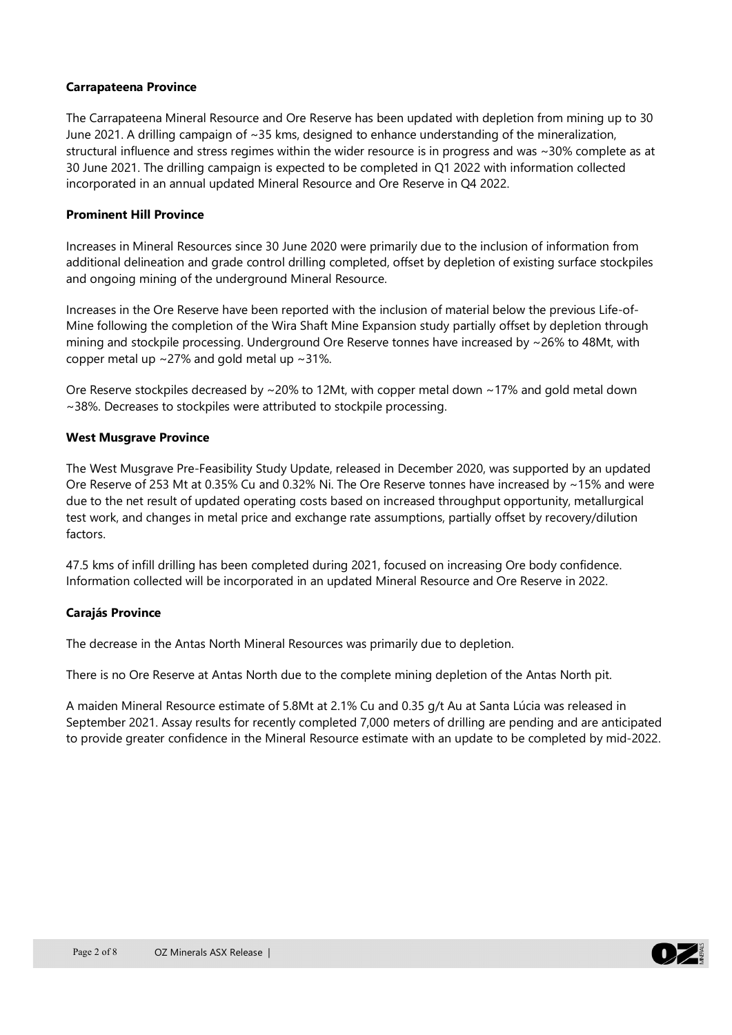**Carrapateena Province**

The Carrapateena Mineral Resource and Ore Reserve has been updated with depletion from mining up to 30 June 2021. A drilling campaign of ~35 kms, designed to enhance understanding of the mineralization, structural influence and stress regimes within the wider resource is in progress and was ~30% complete as at 30 June 2021. The drilling campaign is expected to be completed in Q1 2022 with information collected incorporated in an annual updated Mineral Resource and Ore Reserve in Q4 2022.

**Prominent Hill Province**

Increases in Mineral Resources since 30 June 2020 were primarily due to the inclusion of information from additional delineation and grade control drilling completed, offset by depletion of existing surface stockpiles and ongoing mining of the underground Mineral Resource.

Increases in the Ore Reserve have been reported with the inclusion of material below the previous Life-of-Mine following the completion of the Wira Shaft Mine Expansion study partially offset by depletion through mining and stockpile processing. Underground Ore Reserve tonnes have increased by ~26% to 48Mt, with copper metal up ~27% and gold metal up ~31%.

Ore Reserve stockpiles decreased by ~20% to 12Mt, with copper metal down ~17% and gold metal down ~38%. Decreases to stockpiles were attributed to stockpile processing.

**West Musgrave Province**

The West Musgrave Pre-Feasibility Study Update, released in December 2020, was supported by an updated Ore Reserve of 253 Mt at 0.35% Cu and 0.32% Ni. The Ore Reserve tonnes have increased by ~15% and were due to the net result of updated operating costs based on increased throughput opportunity, metallurgical test work, and changes in metal price and exchange rate assumptions, partially offset by recovery/dilution factors.

47.5 kms of infill drilling has been completed during 2021, focused on increasing Ore body confidence. Information collected will be incorporated in an updated Mineral Resource and Ore Reserve in 2022.

**Carajás Province**

The decrease in the Antas North Mineral Resources was primarily due to depletion.

There is no Ore Reserve at Antas North due to the complete mining depletion of the Antas North pit.

A maiden Mineral Resource estimate of 5.8Mt at 2.1% Cu and 0.35 g/t Au at Santa Lúcia was released in September 2021. Assay results for recently completed 7,000 meters of drilling are pending and are anticipated to provide greater confidence in the Mineral Resource estimate with an update to be completed by mid-2022.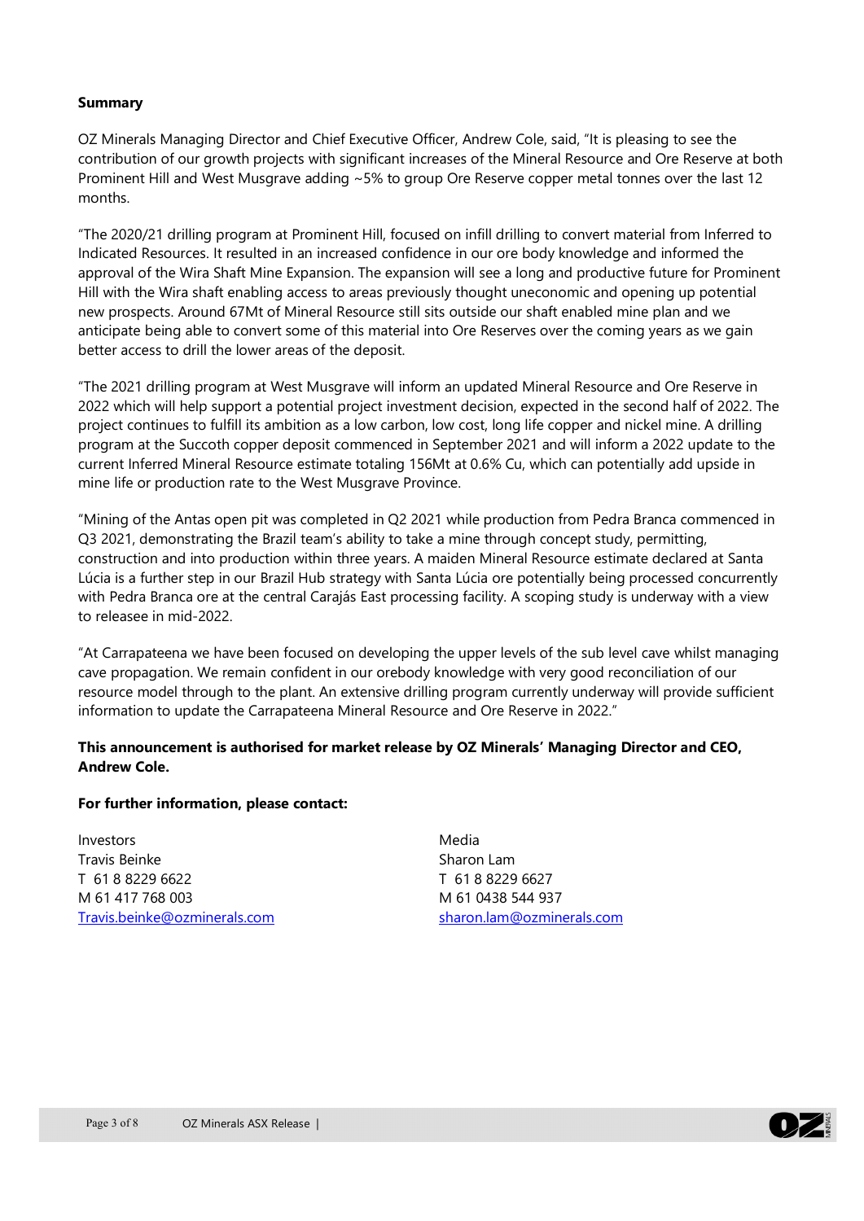**Summary**

OZ Minerals Managing Director and Chief Executive Officer, Andrew Cole, said, "It is pleasing to see the contribution of our growth projects with significant increases of the Mineral Resource and Ore Reserve at both Prominent Hill and West Musgrave adding ~5% to group Ore Reserve copper metal tonnes over the last 12 months.

"The 2020/21 drilling program at Prominent Hill, focused on infill drilling to convert material from Inferred to Indicated Resources. It resulted in an increased confidence in our ore body knowledge and informed the approval of the Wira Shaft Mine Expansion. The expansion will see a long and productive future for Prominent Hill with the Wira shaft enabling access to areas previously thought uneconomic and opening up potential new prospects. Around 67Mt of Mineral Resource still sits outside our shaft enabled mine plan and we anticipate being able to convert some of this material into Ore Reserves over the coming years as we gain better access to drill the lower areas of the deposit.

"The 2021 drilling program at West Musgrave will inform an updated Mineral Resource and Ore Reserve in 2022 which will help support a potential project investment decision, expected in the second half of 2022. The project continues to fulfill its ambition as a low carbon, low cost, long life copper and nickel mine. A drilling program at the Succoth copper deposit commenced in September 2021 and will inform a 2022 update to the current Inferred Mineral Resource estimate totaling 156Mt at 0.6% Cu, which can potentially add upside in mine life or production rate to the West Musgrave Province.

"Mining of the Antas open pit was completed in Q2 2021 while production from Pedra Branca commenced in Q3 2021, demonstrating the Brazil team's ability to take a mine through concept study, permitting, construction and into production within three years. A maiden Mineral Resource estimate declared at Santa Lúcia is a further step in our Brazil Hub strategy with Santa Lúcia ore potentially being processed concurrently with Pedra Branca ore at the central Carajás East processing facility. A scoping study is underway with a view to releasee in mid-2022.

"At Carrapateena we have been focused on developing the upper levels of the sub level cave whilst managing cave propagation. We remain confident in our orebody knowledge with very good reconciliation of our resource model through to the plant. An extensive drilling program currently underway will provide sufficient information to update the Carrapateena Mineral Resource and Ore Reserve in 2022."

**This announcement is authorised for market release by OZ Minerals' Managing Director and CEO, Andrew Cole.**

**For further information, please contact:**

Investors
Travis Beinke
T 61 8 8229 6622
M 61 417 768 003
Travis.beinke@ozminerals.com

Media
Sharon Lam
T 61 8 8229 6627
M 61 0438 544 937
sharon.lam@ozminerals.com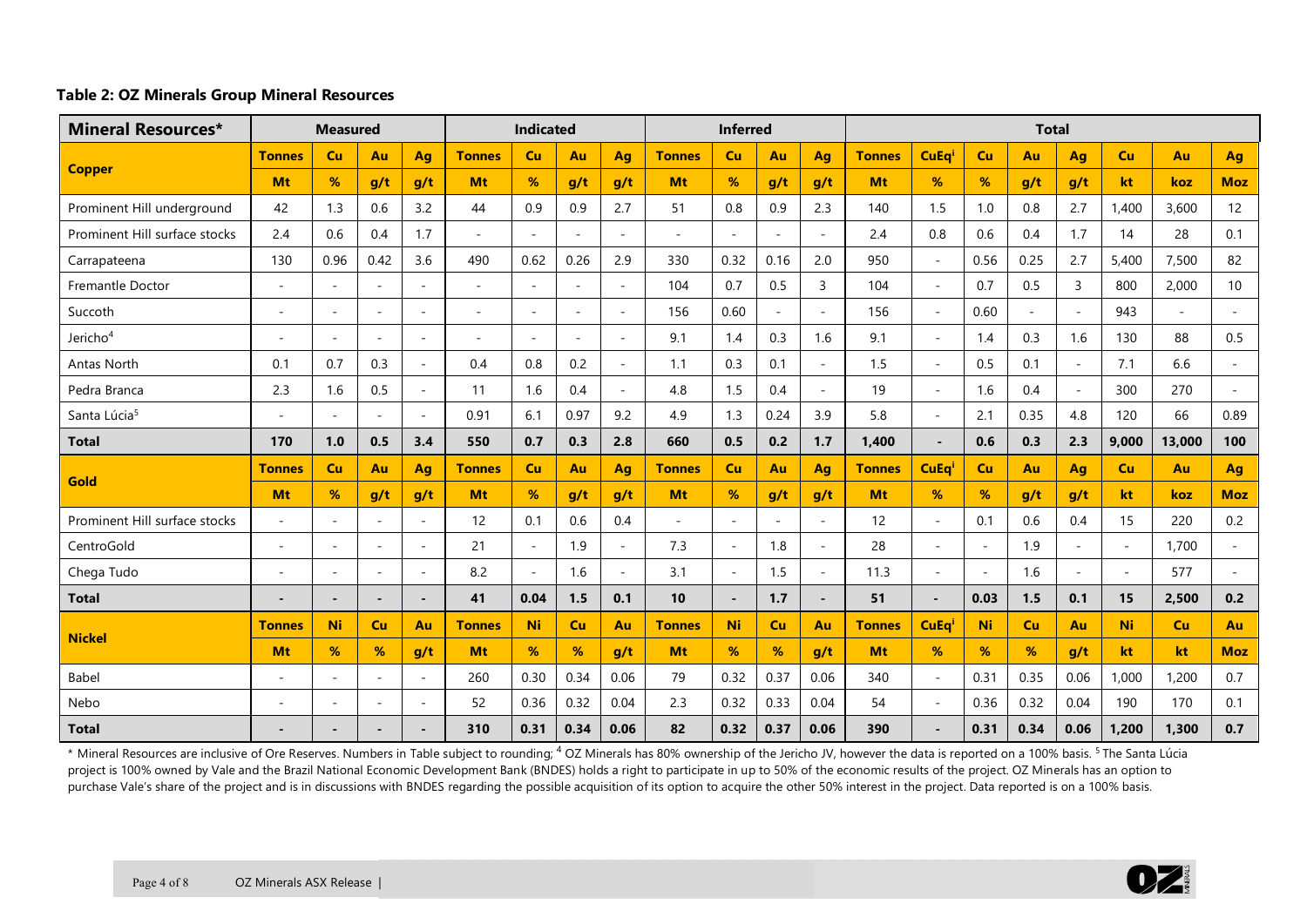**Table 2: OZ Minerals Group Mineral Resources**

| Mineral Resources* | Measured | | | | Indicated | | | | Inferred | | | | Total | | | | | | | |
|---|---|---|---|---|---|---|---|---|---|---|---|---|---|---|---|---|---|---|---|---|
| **Copper** | **Tonnes** | **Cu** | **Au** | **Ag** | **Tonnes** | **Cu** | **Au** | **Ag** | **Tonnes** | **Cu** | **Au** | **Ag** | **Tonnes** | **CuEq**[i] | **Cu** | **Au** | **Ag** | **Cu** | **Au** | **Ag** |
| | **Mt** | **%** | **g/t** | **g/t** | **Mt** | **%** | **g/t** | **g/t** | **Mt** | **%** | **g/t** | **g/t** | **Mt** | **%** | **%** | **g/t** | **g/t** | **kt** | **koz** | **Moz** |
| Prominent Hill underground | 42 | 1.3 | 0.6 | 3.2 | 44 | 0.9 | 0.9 | 2.7 | 51 | 0.8 | 0.9 | 2.3 | 140 | 1.5 | 1.0 | 0.8 | 2.7 | 1,400 | 3,600 | 12 |
| Prominent Hill surface stocks | 2.4 | 0.6 | 0.4 | 1.7 | - | - | - | - | - | - | - | - | 2.4 | 0.8 | 0.6 | 0.4 | 1.7 | 14 | 28 | 0.1 |
| Carrapateena | 130 | 0.96 | 0.42 | 3.6 | 490 | 0.62 | 0.26 | 2.9 | 330 | 0.32 | 0.16 | 2.0 | 950 | - | 0.56 | 0.25 | 2.7 | 5,400 | 7,500 | 82 |
| Fremantle Doctor | - | - | - | - | - | - | - | - | 104 | 0.7 | 0.5 | 3 | 104 | - | 0.7 | 0.5 | 3 | 800 | 2,000 | 10 |
| Succoth | - | - | - | - | - | - | - | - | 156 | 0.60 | - | - | 156 | - | 0.60 | - | - | 943 | - | - |
| Jericho[4] | - | - | - | - | - | - | - | - | 9.1 | 1.4 | 0.3 | 1.6 | 9.1 | - | 1.4 | 0.3 | 1.6 | 130 | 88 | 0.5 |
| Antas North | 0.1 | 0.7 | 0.3 | - | 0.4 | 0.8 | 0.2 | - | 1.1 | 0.3 | 0.1 | - | 1.5 | - | 0.5 | 0.1 | - | 7.1 | 6.6 | - |
| Pedra Branca | 2.3 | 1.6 | 0.5 | - | 11 | 1.6 | 0.4 | - | 4.8 | 1.5 | 0.4 | - | 19 | - | 1.6 | 0.4 | - | 300 | 270 | - |
| Santa Lúcia[5] | - | - | - | - | 0.91 | 6.1 | 0.97 | 9.2 | 4.9 | 1.3 | 0.24 | 3.9 | 5.8 | - | 2.1 | 0.35 | 4.8 | 120 | 66 | 0.89 |
| **Total** | **170** | **1.0** | **0.5** | **3.4** | **550** | **0.7** | **0.3** | **2.8** | **660** | **0.5** | **0.2** | **1.7** | **1,400** | **-** | **0.6** | **0.3** | **2.3** | **9,000** | **13,000** | **100** |
| **Gold** | **Tonnes** | **Cu** | **Au** | **Ag** | **Tonnes** | **Cu** | **Au** | **Ag** | **Tonnes** | **Cu** | **Au** | **Ag** | **Tonnes** | **CuEq**[i] | **Cu** | **Au** | **Ag** | **Cu** | **Au** | **Ag** |
| | **Mt** | **%** | **g/t** | **g/t** | **Mt** | **%** | **g/t** | **g/t** | **Mt** | **%** | **g/t** | **g/t** | **Mt** | **%** | **%** | **g/t** | **g/t** | **kt** | **koz** | **Moz** |
| Prominent Hill surface stocks | - | - | - | - | 12 | 0.1 | 0.6 | 0.4 | - | - | - | - | 12 | - | 0.1 | 0.6 | 0.4 | 15 | 220 | 0.2 |
| CentroGold | - | - | - | - | 21 | - | 1.9 | - | 7.3 | - | 1.8 | - | 28 | - | - | 1.9 | - | - | 1,700 | - |
| Chega Tudo | - | - | - | - | 8.2 | - | 1.6 | - | 3.1 | - | 1.5 | - | 11.3 | - | - | 1.6 | - | - | 577 | - |
| **Total** | **-** | **-** | **-** | **-** | **41** | **0.04** | **1.5** | **0.1** | **10** | **-** | **1.7** | **-** | **51** | **-** | **0.03** | **1.5** | **0.1** | **15** | **2,500** | **0.2** |
| **Nickel** | **Tonnes** | **Ni** | **Cu** | **Au** | **Tonnes** | **Ni** | **Cu** | **Au** | **Tonnes** | **Ni** | **Cu** | **Au** | **Tonnes** | **CuEq**[i] | **Ni** | **Cu** | **Au** | **Ni** | **Cu** | **Au** |
| | **Mt** | **%** | **%** | **g/t** | **Mt** | **%** | **%** | **g/t** | **Mt** | **%** | **%** | **g/t** | **Mt** | **%** | **%** | **%** | **g/t** | **kt** | **kt** | **Moz** |
| Babel | - | - | - | - | 260 | 0.30 | 0.34 | 0.06 | 79 | 0.32 | 0.37 | 0.06 | 340 | - | 0.31 | 0.35 | 0.06 | 1,000 | 1,200 | 0.7 |
| Nebo | - | - | - | - | 52 | 0.36 | 0.32 | 0.04 | 2.3 | 0.32 | 0.33 | 0.04 | 54 | - | 0.36 | 0.32 | 0.04 | 190 | 170 | 0.1 |
| **Total** | **-** | **-** | **-** | **-** | **310** | **0.31** | **0.34** | **0.06** | **82** | **0.32** | **0.37** | **0.06** | **390** | **-** | **0.31** | **0.34** | **0.06** | **1,200** | **1,300** | **0.7** |

* Mineral Resources are inclusive of Ore Reserves. Numbers in Table subject to rounding; [4] OZ Minerals has 80% ownership of the Jericho JV, however the data is reported on a 100% basis. [5] The Santa Lúcia project is 100% owned by Vale and the Brazil National Economic Development Bank (BNDES) holds a right to participate in up to 50% of the economic results of the project. OZ Minerals has an option to purchase Vale's share of the project and is in discussions with BNDES regarding the possible acquisition of its option to acquire the other 50% interest in the project. Data reported is on a 100% basis.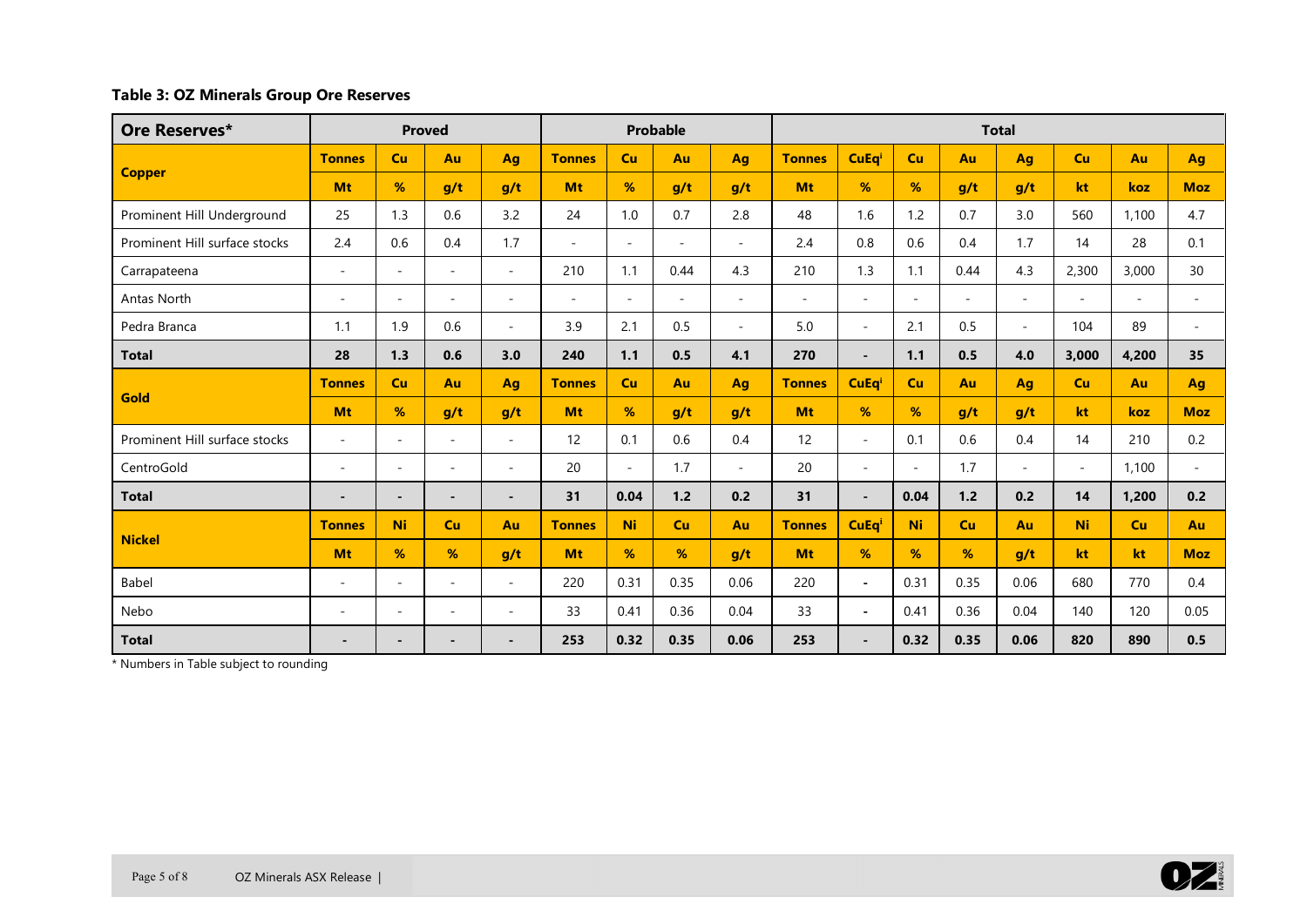**Table 3: OZ Minerals Group Ore Reserves**

| Ore Reserves* | Proved | | | | Probable | | | | Total | | | | | | | |
|---|---|---|---|---|---|---|---|---|---|---|---|---|---|---|---|---|
| **Copper** | **Tonnes** | **Cu** | **Au** | **Ag** | **Tonnes** | **Cu** | **Au** | **Ag** | **Tonnes** | **CuEq**[i] | **Cu** | **Au** | **Ag** | **Cu** | **Au** | **Ag** |
| | **Mt** | **%** | **g/t** | **g/t** | **Mt** | **%** | **g/t** | **g/t** | **Mt** | **%** | **%** | **g/t** | **g/t** | **kt** | **koz** | **Moz** |
| Prominent Hill Underground | 25 | 1.3 | 0.6 | 3.2 | 24 | 1.0 | 0.7 | 2.8 | 48 | 1.6 | 1.2 | 0.7 | 3.0 | 560 | 1,100 | 4.7 |
| Prominent Hill surface stocks | 2.4 | 0.6 | 0.4 | 1.7 | - | - | - | - | 2.4 | 0.8 | 0.6 | 0.4 | 1.7 | 14 | 28 | 0.1 |
| Carrapateena | - | - | - | - | 210 | 1.1 | 0.44 | 4.3 | 210 | 1.3 | 1.1 | 0.44 | 4.3 | 2,300 | 3,000 | 30 |
| Antas North | - | - | - | - | - | - | - | - | - | - | - | - | - | - | - | - |
| Pedra Branca | 1.1 | 1.9 | 0.6 | - | 3.9 | 2.1 | 0.5 | - | 5.0 | - | 2.1 | 0.5 | - | 104 | 89 | - |
| **Total** | **28** | **1.3** | **0.6** | **3.0** | **240** | **1.1** | **0.5** | **4.1** | **270** | **-** | **1.1** | **0.5** | **4.0** | **3,000** | **4,200** | **35** |
| **Gold** | **Tonnes** | **Cu** | **Au** | **Ag** | **Tonnes** | **Cu** | **Au** | **Ag** | **Tonnes** | **CuEq**[i] | **Cu** | **Au** | **Ag** | **Cu** | **Au** | **Ag** |
| | **Mt** | **%** | **g/t** | **g/t** | **Mt** | **%** | **g/t** | **g/t** | **Mt** | **%** | **%** | **g/t** | **g/t** | **kt** | **koz** | **Moz** |
| Prominent Hill surface stocks | - | - | - | - | 12 | 0.1 | 0.6 | 0.4 | 12 | - | 0.1 | 0.6 | 0.4 | 14 | 210 | 0.2 |
| CentroGold | - | - | - | - | 20 | - | 1.7 | - | 20 | - | - | 1.7 | - | - | 1,100 | - |
| **Total** | **-** | **-** | **-** | **-** | **31** | **0.04** | **1.2** | **0.2** | **31** | **-** | **0.04** | **1.2** | **0.2** | **14** | **1,200** | **0.2** |
| **Nickel** | **Tonnes** | **Ni** | **Cu** | **Au** | **Tonnes** | **Ni** | **Cu** | **Au** | **Tonnes** | **CuEq**[i] | **Ni** | **Cu** | **Au** | **Ni** | **Cu** | **Au** |
| | **Mt** | **%** | **%** | **g/t** | **Mt** | **%** | **%** | **g/t** | **Mt** | **%** | **%** | **%** | **g/t** | **kt** | **kt** | **Moz** |
| Babel | - | - | - | - | 220 | 0.31 | 0.35 | 0.06 | 220 | - | 0.31 | 0.35 | 0.06 | 680 | 770 | 0.4 |
| Nebo | - | - | - | - | 33 | 0.41 | 0.36 | 0.04 | 33 | - | 0.41 | 0.36 | 0.04 | 140 | 120 | 0.05 |
| **Total** | **-** | **-** | **-** | **-** | **253** | **0.32** | **0.35** | **0.06** | **253** | **-** | **0.32** | **0.35** | **0.06** | **820** | **890** | **0.5** |

* Numbers in Table subject to rounding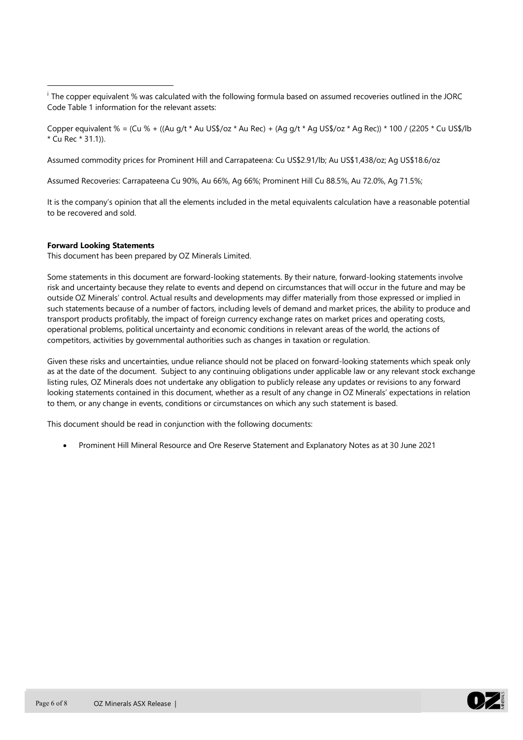[i] The copper equivalent % was calculated with the following formula based on assumed recoveries outlined in the JORC Code Table 1 information for the relevant assets:

Copper equivalent % = (Cu % + ((Au g/t * Au US$/oz * Au Rec) + (Ag g/t * Ag US$/oz * Ag Rec)) * 100 / (2205 * Cu US$/lb * Cu Rec * 31.1)).

Assumed commodity prices for Prominent Hill and Carrapateena: Cu US$2.91/lb; Au US$1,438/oz; Ag US$18.6/oz

Assumed Recoveries: Carrapateena Cu 90%, Au 66%, Ag 66%; Prominent Hill Cu 88.5%, Au 72.0%, Ag 71.5%;

It is the company's opinion that all the elements included in the metal equivalents calculation have a reasonable potential to be recovered and sold.

**Forward Looking Statements**

This document has been prepared by OZ Minerals Limited.

Some statements in this document are forward-looking statements. By their nature, forward-looking statements involve risk and uncertainty because they relate to events and depend on circumstances that will occur in the future and may be outside OZ Minerals' control. Actual results and developments may differ materially from those expressed or implied in such statements because of a number of factors, including levels of demand and market prices, the ability to produce and transport products profitably, the impact of foreign currency exchange rates on market prices and operating costs, operational problems, political uncertainty and economic conditions in relevant areas of the world, the actions of competitors, activities by governmental authorities such as changes in taxation or regulation.

Given these risks and uncertainties, undue reliance should not be placed on forward-looking statements which speak only as at the date of the document. Subject to any continuing obligations under applicable law or any relevant stock exchange listing rules, OZ Minerals does not undertake any obligation to publicly release any updates or revisions to any forward looking statements contained in this document, whether as a result of any change in OZ Minerals' expectations in relation to them, or any change in events, conditions or circumstances on which any such statement is based.

This document should be read in conjunction with the following documents:

- Prominent Hill Mineral Resource and Ore Reserve Statement and Explanatory Notes as at 30 June 2021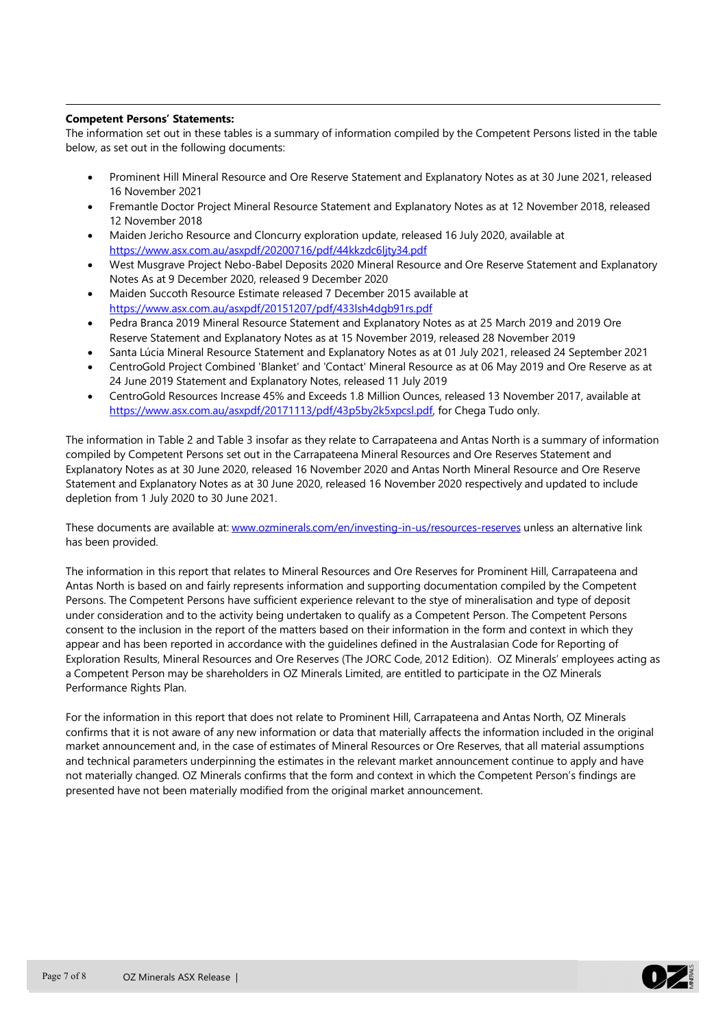**Competent Persons' Statements:**

The information set out in these tables is a summary of information compiled by the Competent Persons listed in the table below, as set out in the following documents:

- Prominent Hill Mineral Resource and Ore Reserve Statement and Explanatory Notes as at 30 June 2021, released 16 November 2021
- Fremantle Doctor Project Mineral Resource Statement and Explanatory Notes as at 12 November 2018, released 12 November 2018
- Maiden Jericho Resource and Cloncurry exploration update, released 16 July 2020, available at https://www.asx.com.au/asxpdf/20200716/pdf/44kkzdc6ljty34.pdf
- West Musgrave Project Nebo-Babel Deposits 2020 Mineral Resource and Ore Reserve Statement and Explanatory Notes As at 9 December 2020, released 9 December 2020
- Maiden Succoth Resource Estimate released 7 December 2015 available at https://www.asx.com.au/asxpdf/20151207/pdf/433lsh4dgb91rs.pdf
- Pedra Branca 2019 Mineral Resource Statement and Explanatory Notes as at 25 March 2019 and 2019 Ore Reserve Statement and Explanatory Notes as at 15 November 2019, released 28 November 2019
- Santa Lúcia Mineral Resource Statement and Explanatory Notes as at 01 July 2021, released 24 September 2021
- CentroGold Project Combined 'Blanket' and 'Contact' Mineral Resource as at 06 May 2019 and Ore Reserve as at 24 June 2019 Statement and Explanatory Notes, released 11 July 2019
- CentroGold Resources Increase 45% and Exceeds 1.8 Million Ounces, released 13 November 2017, available at https://www.asx.com.au/asxpdf/20171113/pdf/43p5by2k5xpcsl.pdf, for Chega Tudo only.

The information in Table 2 and Table 3 insofar as they relate to Carrapateena and Antas North is a summary of information compiled by Competent Persons set out in the Carrapateena Mineral Resources and Ore Reserves Statement and Explanatory Notes as at 30 June 2020, released 16 November 2020 and Antas North Mineral Resource and Ore Reserve Statement and Explanatory Notes as at 30 June 2020, released 16 November 2020 respectively and updated to include depletion from 1 July 2020 to 30 June 2021.

These documents are available at: www.ozminerals.com/en/investing-in-us/resources-reserves unless an alternative link has been provided.

The information in this report that relates to Mineral Resources and Ore Reserves for Prominent Hill, Carrapateena and Antas North is based on and fairly represents information and supporting documentation compiled by the Competent Persons. The Competent Persons have sufficient experience relevant to the stye of mineralisation and type of deposit under consideration and to the activity being undertaken to qualify as a Competent Person. The Competent Persons consent to the inclusion in the report of the matters based on their information in the form and context in which they appear and has been reported in accordance with the guidelines defined in the Australasian Code for Reporting of Exploration Results, Mineral Resources and Ore Reserves (The JORC Code, 2012 Edition). OZ Minerals' employees acting as a Competent Person may be shareholders in OZ Minerals Limited, are entitled to participate in the OZ Minerals Performance Rights Plan.

For the information in this report that does not relate to Prominent Hill, Carrapateena and Antas North, OZ Minerals confirms that it is not aware of any new information or data that materially affects the information included in the original market announcement and, in the case of estimates of Mineral Resources or Ore Reserves, that all material assumptions and technical parameters underpinning the estimates in the relevant market announcement continue to apply and have not materially changed. OZ Minerals confirms that the form and context in which the Competent Person's findings are presented have not been materially modified from the original market announcement.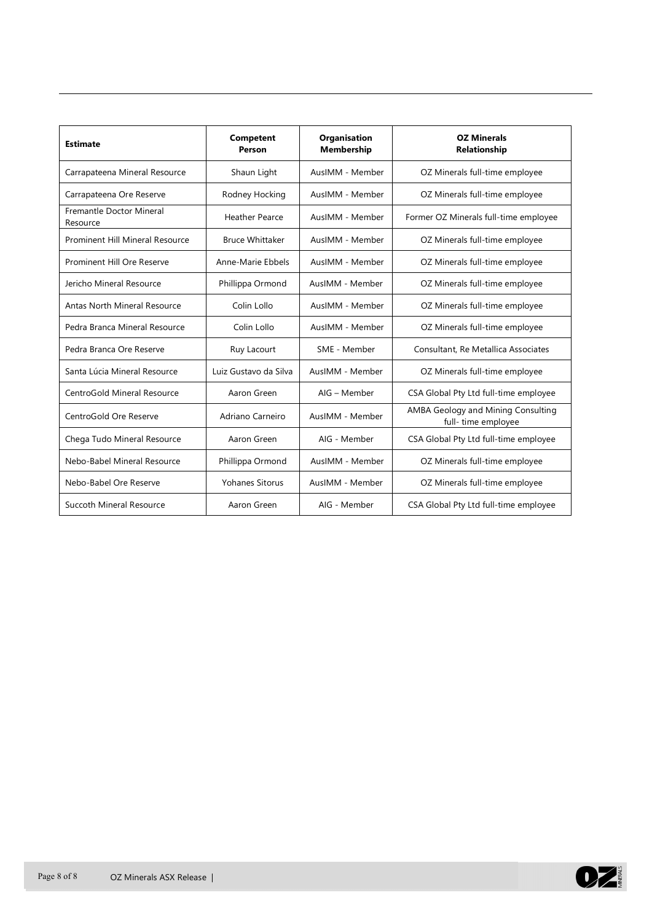| Estimate | Competent Person | Organisation Membership | OZ Minerals Relationship |
|---|---|---|---|
| Carrapateena Mineral Resource | Shaun Light | AusIMM - Member | OZ Minerals full-time employee |
| Carrapateena Ore Reserve | Rodney Hocking | AusIMM - Member | OZ Minerals full-time employee |
| Fremantle Doctor Mineral Resource | Heather Pearce | AusIMM - Member | Former OZ Minerals full-time employee |
| Prominent Hill Mineral Resource | Bruce Whittaker | AusIMM - Member | OZ Minerals full-time employee |
| Prominent Hill Ore Reserve | Anne-Marie Ebbels | AusIMM - Member | OZ Minerals full-time employee |
| Jericho Mineral Resource | Phillippa Ormond | AusIMM - Member | OZ Minerals full-time employee |
| Antas North Mineral Resource | Colin Lollo | AusIMM - Member | OZ Minerals full-time employee |
| Pedra Branca Mineral Resource | Colin Lollo | AusIMM - Member | OZ Minerals full-time employee |
| Pedra Branca Ore Reserve | Ruy Lacourt | SME - Member | Consultant, Re Metallica Associates |
| Santa Lúcia Mineral Resource | Luiz Gustavo da Silva | AusIMM - Member | OZ Minerals full-time employee |
| CentroGold Mineral Resource | Aaron Green | AIG – Member | CSA Global Pty Ltd full-time employee |
| CentroGold Ore Reserve | Adriano Carneiro | AusIMM - Member | AMBA Geology and Mining Consulting full- time employee |
| Chega Tudo Mineral Resource | Aaron Green | AIG - Member | CSA Global Pty Ltd full-time employee |
| Nebo-Babel Mineral Resource | Phillippa Ormond | AusIMM - Member | OZ Minerals full-time employee |
| Nebo-Babel Ore Reserve | Yohanes Sitorus | AusIMM - Member | OZ Minerals full-time employee |
| Succoth Mineral Resource | Aaron Green | AIG - Member | CSA Global Pty Ltd full-time employee |